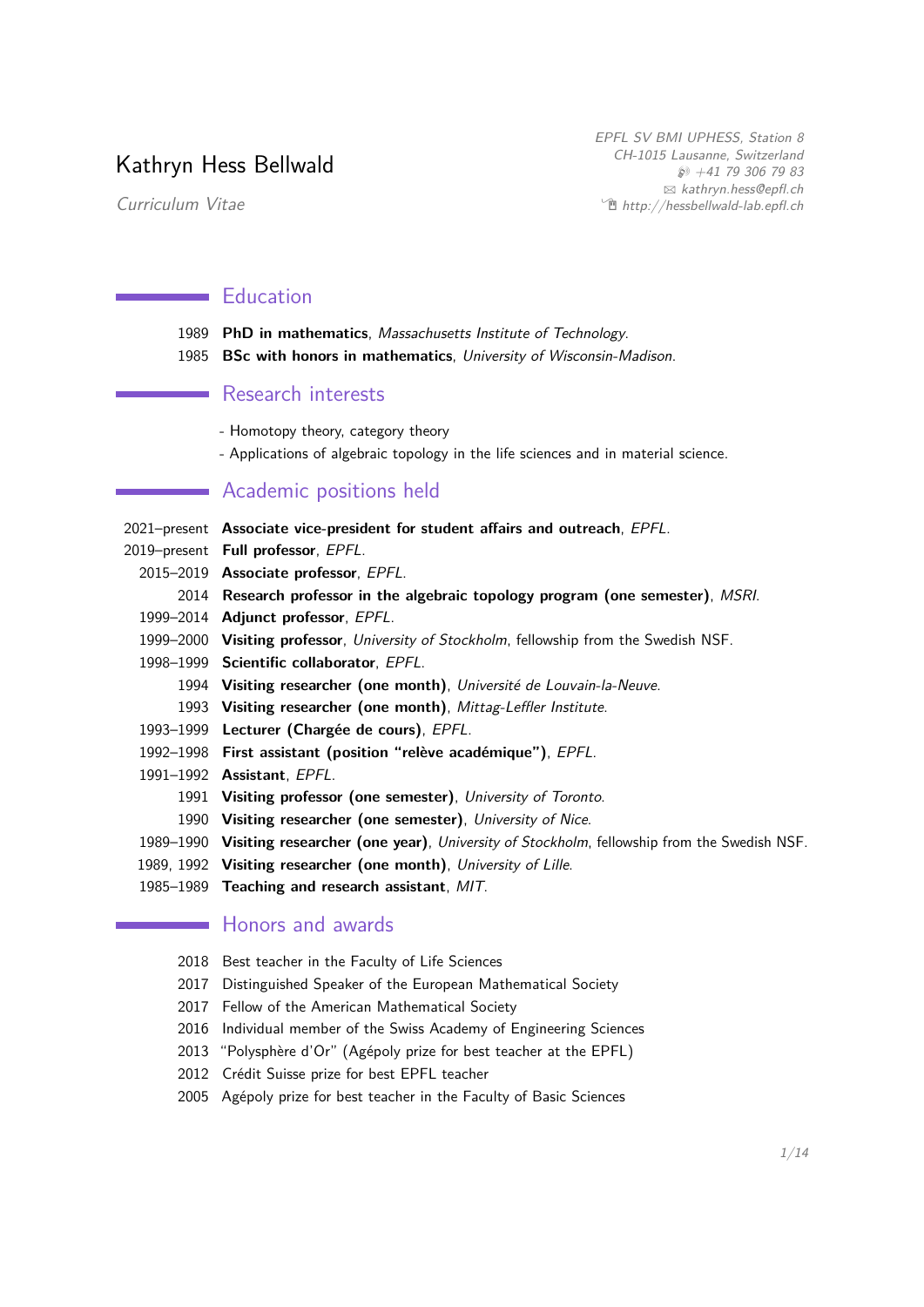# Kathryn Hess Bellwald

*Curriculum Vitae*

*EPFL SV BMI UPHESS, Station 8*
*CH-1015 Lausanne, Switzerland*
*+41 79 306 79 83*
*kathryn.hess@epfl.ch*
*http://hessbellwald-lab.epfl.ch*

## Education

- 1989 **PhD in mathematics**, *Massachusetts Institute of Technology*.
- 1985 **BSc with honors in mathematics**, *University of Wisconsin-Madison*.

## Research interests

- Homotopy theory, category theory
- Applications of algebraic topology in the life sciences and in material science.

## Academic positions held

- 2021–present **Associate vice-president for student affairs and outreach**, *EPFL*.
- 2019–present **Full professor**, *EPFL*.
- 2015–2019 **Associate professor**, *EPFL*.
- 2014 **Research professor in the algebraic topology program (one semester)**, *MSRI*.
- 1999–2014 **Adjunct professor**, *EPFL*.
- 1999–2000 **Visiting professor**, *University of Stockholm*, fellowship from the Swedish NSF.
- 1998–1999 **Scientific collaborator**, *EPFL*.
- 1994 **Visiting researcher (one month)**, *Université de Louvain-la-Neuve*.
- 1993 **Visiting researcher (one month)**, *Mittag-Leffler Institute*.
- 1993–1999 **Lecturer (Chargée de cours)**, *EPFL*.
- 1992–1998 **First assistant (position "relève académique")**, *EPFL*.
- 1991–1992 **Assistant**, *EPFL*.
- 1991 **Visiting professor (one semester)**, *University of Toronto*.
- 1990 **Visiting researcher (one semester)**, *University of Nice*.
- 1989–1990 **Visiting researcher (one year)**, *University of Stockholm*, fellowship from the Swedish NSF.
- 1989, 1992 **Visiting researcher (one month)**, *University of Lille*.
- 1985–1989 **Teaching and research assistant**, *MIT*.

## Honors and awards

- 2018 Best teacher in the Faculty of Life Sciences
- 2017 Distinguished Speaker of the European Mathematical Society
- 2017 Fellow of the American Mathematical Society
- 2016 Individual member of the Swiss Academy of Engineering Sciences
- 2013 "Polysphère d'Or" (Agépoly prize for best teacher at the EPFL)
- 2012 Crédit Suisse prize for best EPFL teacher
- 2005 Agépoly prize for best teacher in the Faculty of Basic Sciences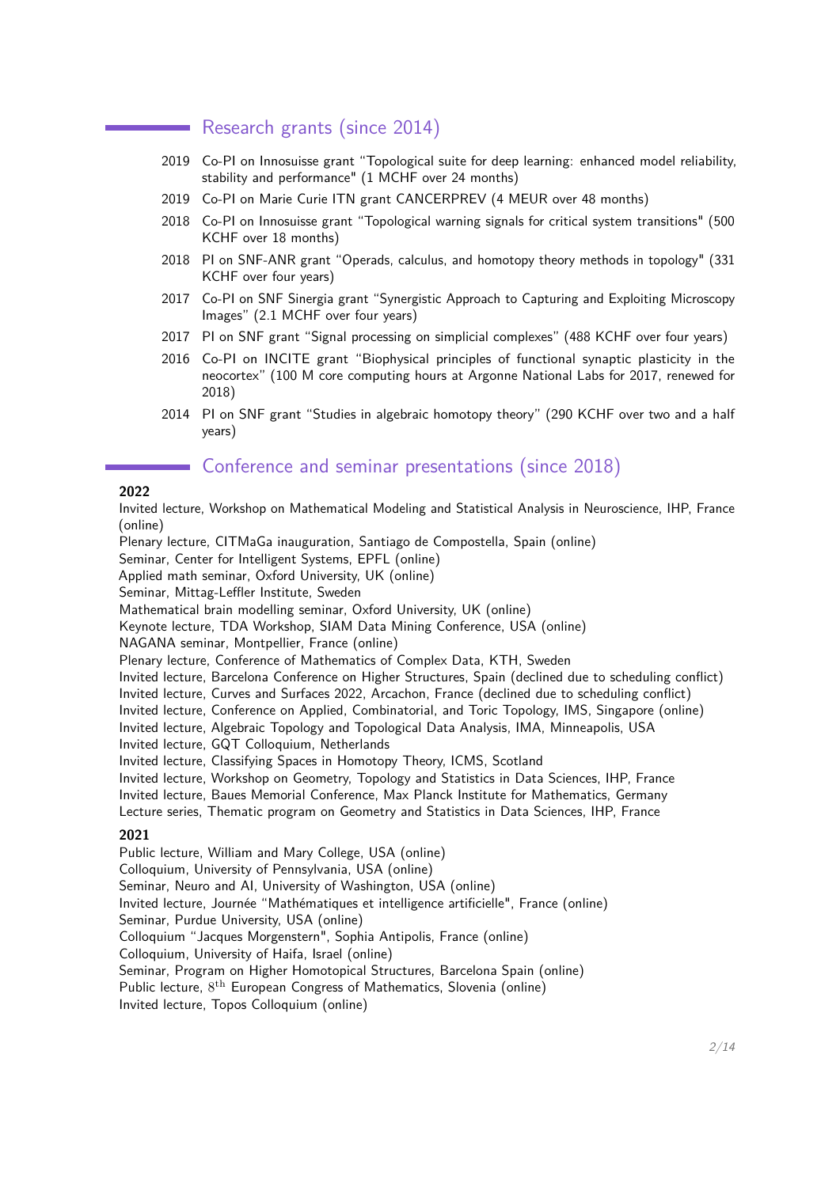## Research grants (since 2014)

- 2019 Co-PI on Innosuisse grant “Topological suite for deep learning: enhanced model reliability, stability and performance" (1 MCHF over 24 months)
- 2019 Co-PI on Marie Curie ITN grant CANCERPREV (4 MEUR over 48 months)
- 2018 Co-PI on Innosuisse grant “Topological warning signals for critical system transitions" (500 KCHF over 18 months)
- 2018 PI on SNF-ANR grant “Operads, calculus, and homotopy theory methods in topology" (331 KCHF over four years)
- 2017 Co-PI on SNF Sinergia grant “Synergistic Approach to Capturing and Exploiting Microscopy Images” (2.1 MCHF over four years)
- 2017 PI on SNF grant “Signal processing on simplicial complexes” (488 KCHF over four years)
- 2016 Co-PI on INCITE grant “Biophysical principles of functional synaptic plasticity in the neocortex” (100 M core computing hours at Argonne National Labs for 2017, renewed for 2018)
- 2014 PI on SNF grant “Studies in algebraic homotopy theory” (290 KCHF over two and a half years)

## Conference and seminar presentations (since 2018)

**2022**

Invited lecture, Workshop on Mathematical Modeling and Statistical Analysis in Neuroscience, IHP, France (online)
Plenary lecture, CITMaGa inauguration, Santiago de Compostella, Spain (online)
Seminar, Center for Intelligent Systems, EPFL (online)
Applied math seminar, Oxford University, UK (online)
Seminar, Mittag-Leffler Institute, Sweden
Mathematical brain modelling seminar, Oxford University, UK (online)
Keynote lecture, TDA Workshop, SIAM Data Mining Conference, USA (online)
NAGANA seminar, Montpellier, France (online)
Plenary lecture, Conference of Mathematics of Complex Data, KTH, Sweden
Invited lecture, Barcelona Conference on Higher Structures, Spain (declined due to scheduling conflict)
Invited lecture, Curves and Surfaces 2022, Arcachon, France (declined due to scheduling conflict)
Invited lecture, Conference on Applied, Combinatorial, and Toric Topology, IMS, Singapore (online)
Invited lecture, Algebraic Topology and Topological Data Analysis, IMA, Minneapolis, USA
Invited lecture, GQT Colloquium, Netherlands
Invited lecture, Classifying Spaces in Homotopy Theory, ICMS, Scotland
Invited lecture, Workshop on Geometry, Topology and Statistics in Data Sciences, IHP, France
Invited lecture, Baues Memorial Conference, Max Planck Institute for Mathematics, Germany
Lecture series, Thematic program on Geometry and Statistics in Data Sciences, IHP, France

**2021**

Public lecture, William and Mary College, USA (online)
Colloquium, University of Pennsylvania, USA (online)
Seminar, Neuro and AI, University of Washington, USA (online)
Invited lecture, Journée “Mathématiques et intelligence artificielle", France (online)
Seminar, Purdue University, USA (online)
Colloquium “Jacques Morgenstern", Sophia Antipolis, France (online)
Colloquium, University of Haifa, Israel (online)
Seminar, Program on Higher Homotopical Structures, Barcelona Spain (online)
Public lecture, $8^{\text{th}}$ European Congress of Mathematics, Slovenia (online)
Invited lecture, Topos Colloquium (online)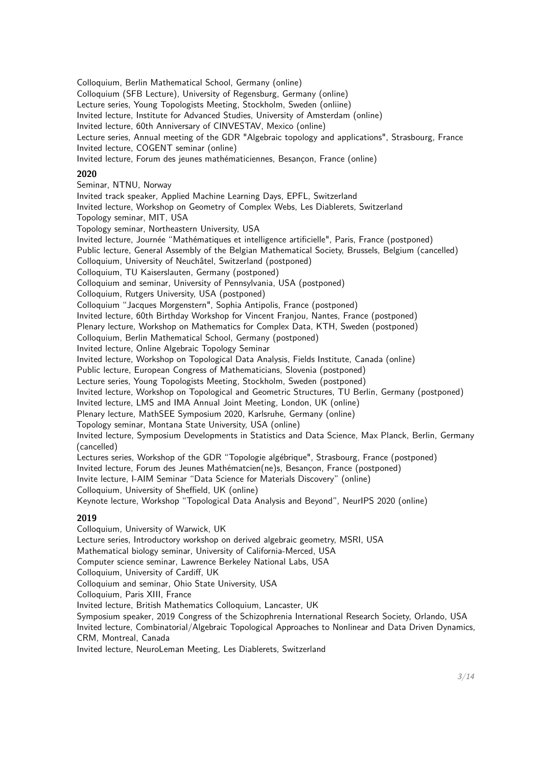Colloquium, Berlin Mathematical School, Germany (online)
Colloquium (SFB Lecture), University of Regensburg, Germany (online)
Lecture series, Young Topologists Meeting, Stockholm, Sweden (onliine)
Invited lecture, Institute for Advanced Studies, University of Amsterdam (online)
Invited lecture, 60th Anniversary of CINVESTAV, Mexico (online)
Lecture series, Annual meeting of the GDR "Algebraic topology and applications", Strasbourg, France
Invited lecture, COGENT seminar (online)
Invited lecture, Forum des jeunes mathématiciennes, Besançon, France (online)

**2020**

Seminar, NTNU, Norway
Invited track speaker, Applied Machine Learning Days, EPFL, Switzerland
Invited lecture, Workshop on Geometry of Complex Webs, Les Diablerets, Switzerland
Topology seminar, MIT, USA
Topology seminar, Northeastern University, USA
Invited lecture, Journée "Mathématiques et intelligence artificielle", Paris, France (postponed)
Public lecture, General Assembly of the Belgian Mathematical Society, Brussels, Belgium (cancelled)
Colloquium, University of Neuchâtel, Switzerland (postponed)
Colloquium, TU Kaiserslauten, Germany (postponed)
Colloquium and seminar, University of Pennsylvania, USA (postponed)
Colloquium, Rutgers University, USA (postponed)
Colloquium "Jacques Morgenstern", Sophia Antipolis, France (postponed)
Invited lecture, 60th Birthday Workshop for Vincent Franjou, Nantes, France (postponed)
Plenary lecture, Workshop on Mathematics for Complex Data, KTH, Sweden (postponed)
Colloquium, Berlin Mathematical School, Germany (postponed)
Invited lecture, Online Algebraic Topology Seminar
Invited lecture, Workshop on Topological Data Analysis, Fields Institute, Canada (online)
Public lecture, European Congress of Mathematicians, Slovenia (postponed)
Lecture series, Young Topologists Meeting, Stockholm, Sweden (postponed)
Invited lecture, Workshop on Topological and Geometric Structures, TU Berlin, Germany (postponed)
Invited lecture, LMS and IMA Annual Joint Meeting, London, UK (online)
Plenary lecture, MathSEE Symposium 2020, Karlsruhe, Germany (online)
Topology seminar, Montana State University, USA (online)
Invited lecture, Symposium Developments in Statistics and Data Science, Max Planck, Berlin, Germany (cancelled)
Lectures series, Workshop of the GDR "Topologie algébrique", Strasbourg, France (postponed)
Invited lecture, Forum des Jeunes Mathématcien(ne)s, Besançon, France (postponed)
Invite lecture, I-AIM Seminar "Data Science for Materials Discovery" (online)
Colloquium, University of Sheffield, UK (online)
Keynote lecture, Workshop "Topological Data Analysis and Beyond", NeurIPS 2020 (online)

**2019**

Colloquium, University of Warwick, UK
Lecture series, Introductory workshop on derived algebraic geometry, MSRI, USA
Mathematical biology seminar, University of California-Merced, USA
Computer science seminar, Lawrence Berkeley National Labs, USA
Colloquium, University of Cardiff, UK
Colloquium and seminar, Ohio State University, USA
Colloquium, Paris XIII, France
Invited lecture, British Mathematics Colloquium, Lancaster, UK
Symposium speaker, 2019 Congress of the Schizophrenia International Research Society, Orlando, USA
Invited lecture, Combinatorial/Algebraic Topological Approaches to Nonlinear and Data Driven Dynamics, CRM, Montreal, Canada
Invited lecture, NeuroLeman Meeting, Les Diablerets, Switzerland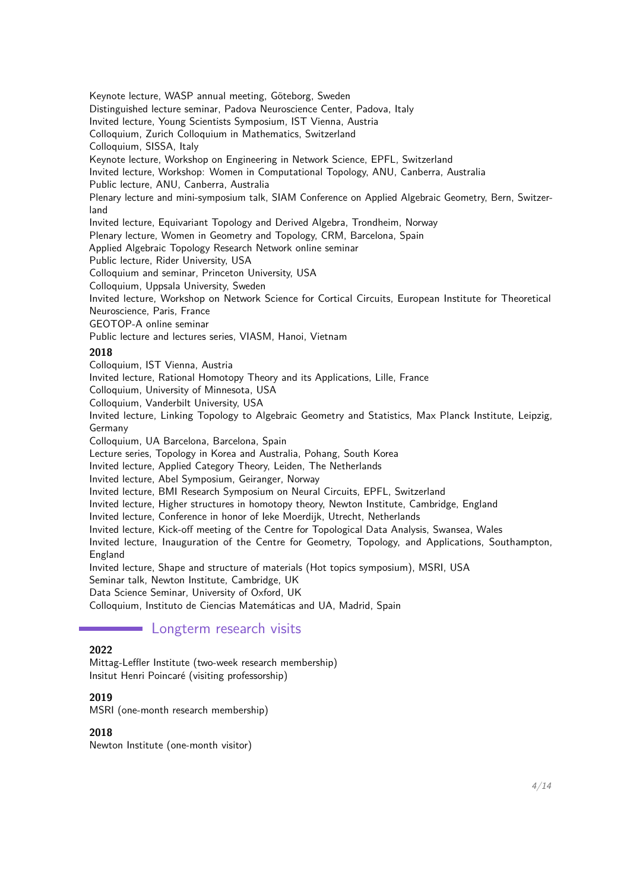Keynote lecture, WASP annual meeting, Göteborg, Sweden
Distinguished lecture seminar, Padova Neuroscience Center, Padova, Italy
Invited lecture, Young Scientists Symposium, IST Vienna, Austria
Colloquium, Zurich Colloquium in Mathematics, Switzerland
Colloquium, SISSA, Italy
Keynote lecture, Workshop on Engineering in Network Science, EPFL, Switzerland
Invited lecture, Workshop: Women in Computational Topology, ANU, Canberra, Australia
Public lecture, ANU, Canberra, Australia
Plenary lecture and mini-symposium talk, SIAM Conference on Applied Algebraic Geometry, Bern, Switzerland
Invited lecture, Equivariant Topology and Derived Algebra, Trondheim, Norway
Plenary lecture, Women in Geometry and Topology, CRM, Barcelona, Spain
Applied Algebraic Topology Research Network online seminar
Public lecture, Rider University, USA
Colloquium and seminar, Princeton University, USA
Colloquium, Uppsala University, Sweden
Invited lecture, Workshop on Network Science for Cortical Circuits, European Institute for Theoretical Neuroscience, Paris, France
GEOTOP-A online seminar
Public lecture and lectures series, VIASM, Hanoi, Vietnam

**2018**

Colloquium, IST Vienna, Austria
Invited lecture, Rational Homotopy Theory and its Applications, Lille, France
Colloquium, University of Minnesota, USA
Colloquium, Vanderbilt University, USA
Invited lecture, Linking Topology to Algebraic Geometry and Statistics, Max Planck Institute, Leipzig, Germany
Colloquium, UA Barcelona, Barcelona, Spain
Lecture series, Topology in Korea and Australia, Pohang, South Korea
Invited lecture, Applied Category Theory, Leiden, The Netherlands
Invited lecture, Abel Symposium, Geiranger, Norway
Invited lecture, BMI Research Symposium on Neural Circuits, EPFL, Switzerland
Invited lecture, Higher structures in homotopy theory, Newton Institute, Cambridge, England
Invited lecture, Conference in honor of Ieke Moerdijk, Utrecht, Netherlands
Invited lecture, Kick-off meeting of the Centre for Topological Data Analysis, Swansea, Wales
Invited lecture, Inauguration of the Centre for Geometry, Topology, and Applications, Southampton, England
Invited lecture, Shape and structure of materials (Hot topics symposium), MSRI, USA
Seminar talk, Newton Institute, Cambridge, UK
Data Science Seminar, University of Oxford, UK
Colloquium, Instituto de Ciencias Matemáticas and UA, Madrid, Spain

## Longterm research visits

**2022**

Mittag-Leffler Institute (two-week research membership)
Insitut Henri Poincaré (visiting professorship)

**2019**

MSRI (one-month research membership)

**2018**

Newton Institute (one-month visitor)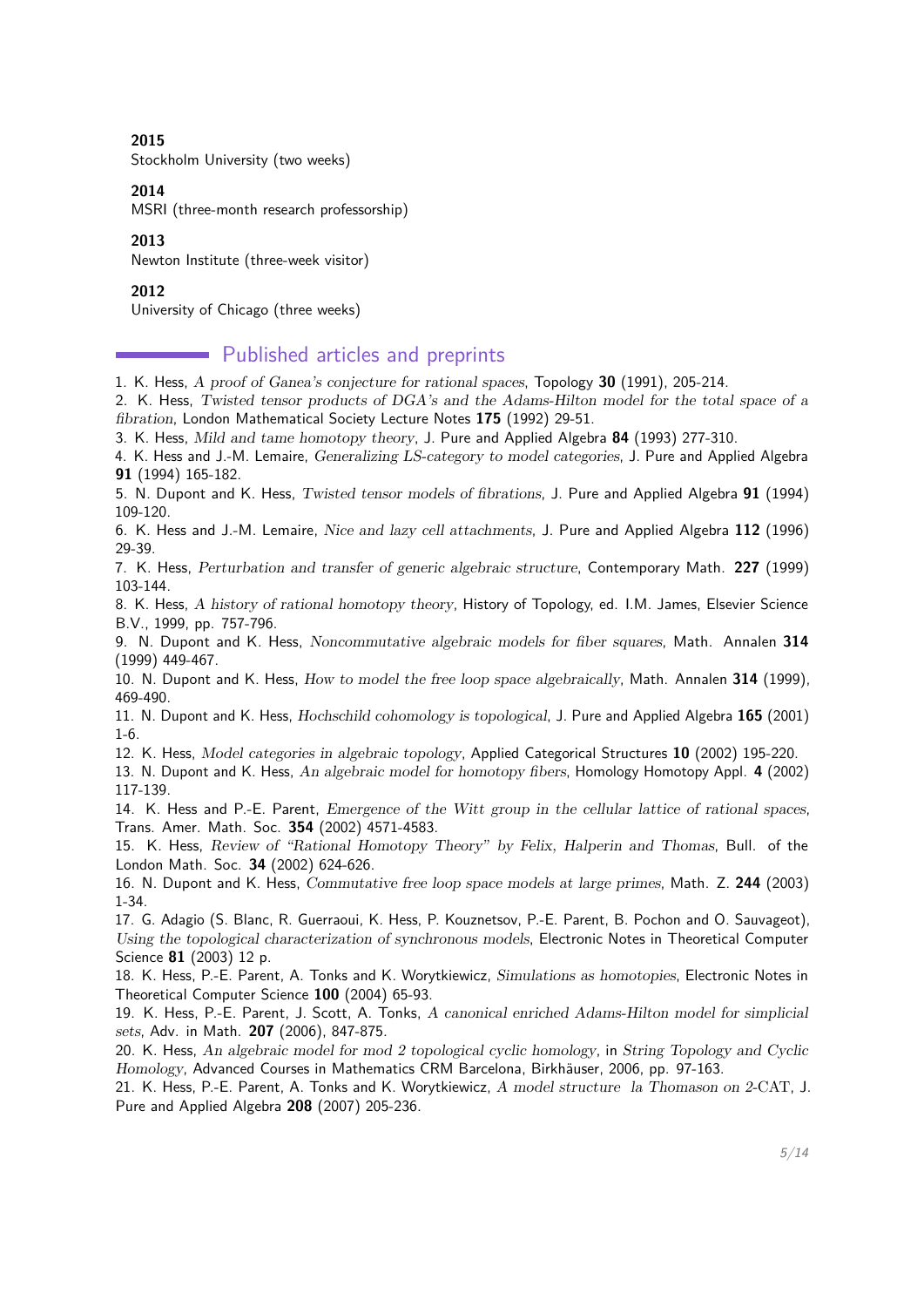**2015**
Stockholm University (two weeks)

**2014**
MSRI (three-month research professorship)

**2013**
Newton Institute (three-week visitor)

**2012**
University of Chicago (three weeks)

## Published articles and preprints

1. K. Hess, *A proof of Ganea's conjecture for rational spaces*, Topology **30** (1991), 205-214.
2. K. Hess, *Twisted tensor products of DGA's and the Adams-Hilton model for the total space of a fibration*, London Mathematical Society Lecture Notes **175** (1992) 29-51.
3. K. Hess, *Mild and tame homotopy theory*, J. Pure and Applied Algebra **84** (1993) 277-310.
4. K. Hess and J.-M. Lemaire, *Generalizing LS-category to model categories*, J. Pure and Applied Algebra **91** (1994) 165-182.
5. N. Dupont and K. Hess, *Twisted tensor models of fibrations*, J. Pure and Applied Algebra **91** (1994) 109-120.
6. K. Hess and J.-M. Lemaire, *Nice and lazy cell attachments*, J. Pure and Applied Algebra **112** (1996) 29-39.
7. K. Hess, *Perturbation and transfer of generic algebraic structure*, Contemporary Math. **227** (1999) 103-144.
8. K. Hess, *A history of rational homotopy theory*, History of Topology, ed. I.M. James, Elsevier Science B.V., 1999, pp. 757-796.
9. N. Dupont and K. Hess, *Noncommutative algebraic models for fiber squares*, Math. Annalen **314** (1999) 449-467.
10. N. Dupont and K. Hess, *How to model the free loop space algebraically*, Math. Annalen **314** (1999), 469-490.
11. N. Dupont and K. Hess, *Hochschild cohomology is topological*, J. Pure and Applied Algebra **165** (2001) 1-6.
12. K. Hess, *Model categories in algebraic topology*, Applied Categorical Structures **10** (2002) 195-220.
13. N. Dupont and K. Hess, *An algebraic model for homotopy fibers*, Homology Homotopy Appl. **4** (2002) 117-139.
14. K. Hess and P.-E. Parent, *Emergence of the Witt group in the cellular lattice of rational spaces*, Trans. Amer. Math. Soc. **354** (2002) 4571-4583.
15. K. Hess, *Review of "Rational Homotopy Theory" by Felix, Halperin and Thomas*, Bull. of the London Math. Soc. **34** (2002) 624-626.
16. N. Dupont and K. Hess, *Commutative free loop space models at large primes*, Math. Z. **244** (2003) 1-34.
17. G. Adagio (S. Blanc, R. Guerraoui, K. Hess, P. Kouznetsov, P.-E. Parent, B. Pochon and O. Sauvageot), *Using the topological characterization of synchronous models*, Electronic Notes in Theoretical Computer Science **81** (2003) 12 p.
18. K. Hess, P.-E. Parent, A. Tonks and K. Worytkiewicz, *Simulations as homotopies*, Electronic Notes in Theoretical Computer Science **100** (2004) 65-93.
19. K. Hess, P.-E. Parent, J. Scott, A. Tonks, *A canonical enriched Adams-Hilton model for simplicial sets*, Adv. in Math. **207** (2006), 847-875.
20. K. Hess, *An algebraic model for mod 2 topological cyclic homology*, in *String Topology and Cyclic Homology*, Advanced Courses in Mathematics CRM Barcelona, Birkhäuser, 2006, pp. 97-163.
21. K. Hess, P.-E. Parent, A. Tonks and K. Worytkiewicz, *A model structure la Thomason on 2-CAT*, J. Pure and Applied Algebra **208** (2007) 205-236.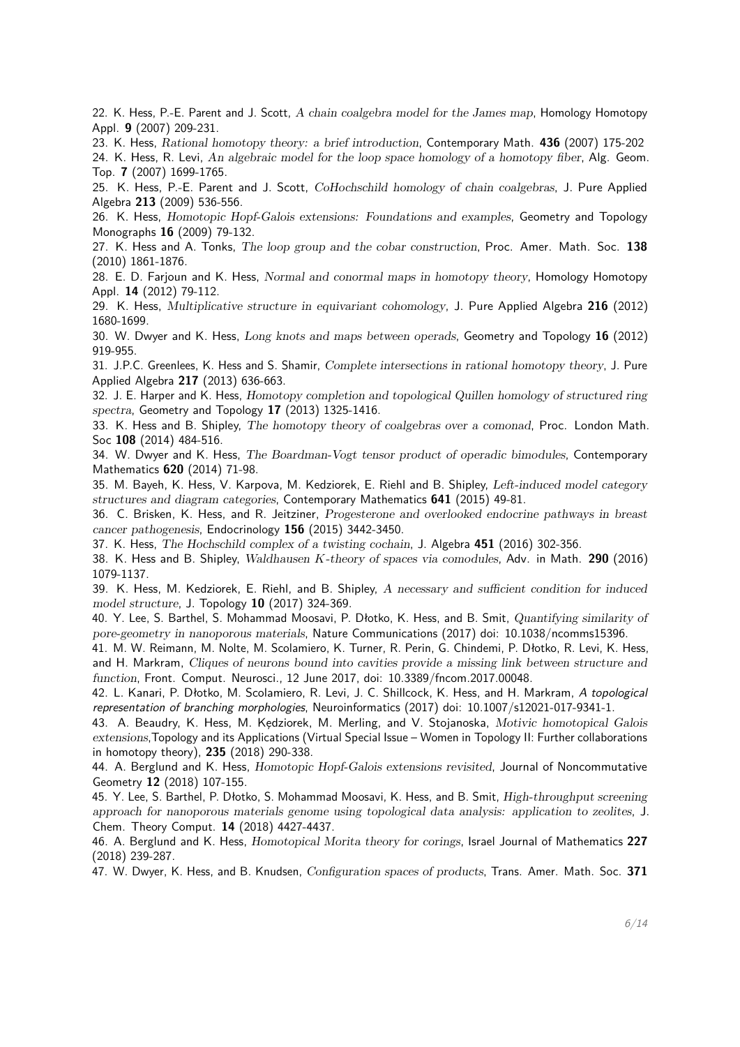22. K. Hess, P.-E. Parent and J. Scott, *A chain coalgebra model for the James map*, Homology Homotopy Appl. **9** (2007) 209-231.

23. K. Hess, *Rational homotopy theory: a brief introduction*, Contemporary Math. **436** (2007) 175-202

24. K. Hess, R. Levi, *An algebraic model for the loop space homology of a homotopy fiber*, Alg. Geom. Top. **7** (2007) 1699-1765.

25. K. Hess, P.-E. Parent and J. Scott, *CoHochschild homology of chain coalgebras*, J. Pure Applied Algebra **213** (2009) 536-556.

26. K. Hess, *Homotopic Hopf-Galois extensions: Foundations and examples*, Geometry and Topology Monographs **16** (2009) 79-132.

27. K. Hess and A. Tonks, *The loop group and the cobar construction*, Proc. Amer. Math. Soc. **138** (2010) 1861-1876.

28. E. D. Farjoun and K. Hess, *Normal and conormal maps in homotopy theory*, Homology Homotopy Appl. **14** (2012) 79-112.

29. K. Hess, *Multiplicative structure in equivariant cohomology*, J. Pure Applied Algebra **216** (2012) 1680-1699.

30. W. Dwyer and K. Hess, *Long knots and maps between operads*, Geometry and Topology **16** (2012) 919-955.

31. J.P.C. Greenlees, K. Hess and S. Shamir, *Complete intersections in rational homotopy theory*, J. Pure Applied Algebra **217** (2013) 636-663.

32. J. E. Harper and K. Hess, *Homotopy completion and topological Quillen homology of structured ring spectra*, Geometry and Topology **17** (2013) 1325-1416.

33. K. Hess and B. Shipley, *The homotopy theory of coalgebras over a comonad*, Proc. London Math. Soc **108** (2014) 484-516.

34. W. Dwyer and K. Hess, *The Boardman-Vogt tensor product of operadic bimodules*, Contemporary Mathematics **620** (2014) 71-98.

35. M. Bayeh, K. Hess, V. Karpova, M. Kedziorek, E. Riehl and B. Shipley, *Left-induced model category structures and diagram categories*, Contemporary Mathematics **641** (2015) 49-81.

36. C. Brisken, K. Hess, and R. Jeitziner, *Progesterone and overlooked endocrine pathways in breast cancer pathogenesis*, Endocrinology **156** (2015) 3442-3450.

37. K. Hess, *The Hochschild complex of a twisting cochain*, J. Algebra **451** (2016) 302-356.

38. K. Hess and B. Shipley, *Waldhausen $K$-theory of spaces via comodules*, Adv. in Math. **290** (2016) 1079-1137.

39. K. Hess, M. Kedziorek, E. Riehl, and B. Shipley, *A necessary and sufficient condition for induced model structure*, J. Topology **10** (2017) 324-369.

40. Y. Lee, S. Barthel, S. Mohammad Moosavi, P. Dłotko, K. Hess, and B. Smit, *Quantifying similarity of pore-geometry in nanoporous materials*, Nature Communications (2017) doi: 10.1038/ncomms15396.

41. M. W. Reimann, M. Nolte, M. Scolamiero, K. Turner, R. Perin, G. Chindemi, P. Dłotko, R. Levi, K. Hess, and H. Markram, *Cliques of neurons bound into cavities provide a missing link between structure and function*, Front. Comput. Neurosci., 12 June 2017, doi: 10.3389/fncom.2017.00048.

42. L. Kanari, P. Dłotko, M. Scolamiero, R. Levi, J. C. Shillcock, K. Hess, and H. Markram, *A topological representation of branching morphologies*, Neuroinformatics (2017) doi: 10.1007/s12021-017-9341-1.

43. A. Beaudry, K. Hess, M. Kędziorek, M. Merling, and V. Stojanoska, *Motivic homotopical Galois extensions*,Topology and its Applications (Virtual Special Issue – Women in Topology II: Further collaborations in homotopy theory), **235** (2018) 290-338.

44. A. Berglund and K. Hess, *Homotopic Hopf-Galois extensions revisited*, Journal of Noncommutative Geometry **12** (2018) 107-155.

45. Y. Lee, S. Barthel, P. Dłotko, S. Mohammad Moosavi, K. Hess, and B. Smit, *High-throughput screening approach for nanoporous materials genome using topological data analysis: application to zeolites*, J. Chem. Theory Comput. **14** (2018) 4427-4437.

46. A. Berglund and K. Hess, *Homotopical Morita theory for corings*, Israel Journal of Mathematics **227** (2018) 239-287.

47. W. Dwyer, K. Hess, and B. Knudsen, *Configuration spaces of products*, Trans. Amer. Math. Soc. **371**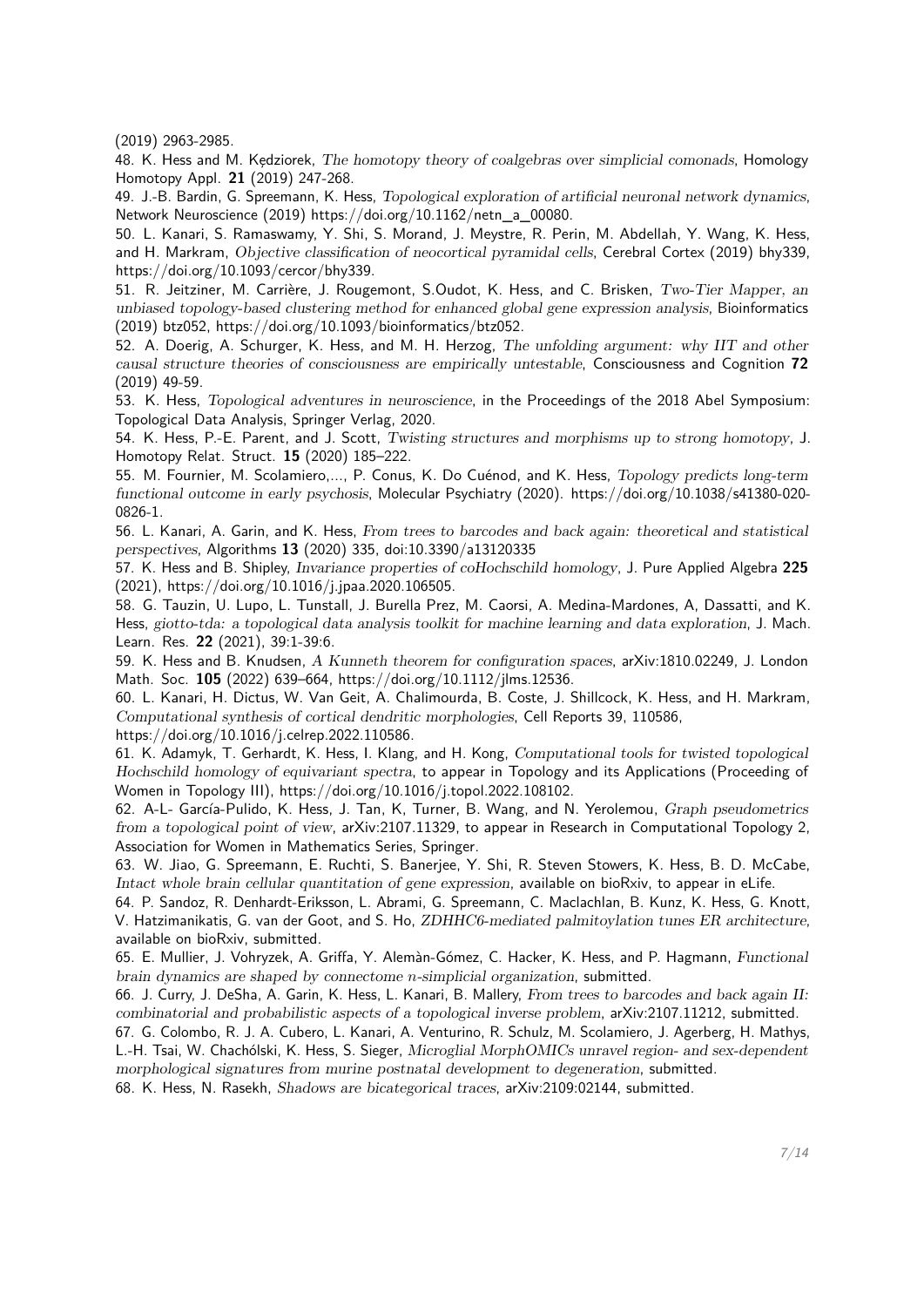(2019) 2963-2985.

48. K. Hess and M. Kędziorek, *The homotopy theory of coalgebras over simplicial comonads*, Homology Homotopy Appl. **21** (2019) 247-268.

49. J.-B. Bardin, G. Spreemann, K. Hess, *Topological exploration of artificial neuronal network dynamics*, Network Neuroscience (2019) https://doi.org/10.1162/netn_a_00080.

50. L. Kanari, S. Ramaswamy, Y. Shi, S. Morand, J. Meystre, R. Perin, M. Abdellah, Y. Wang, K. Hess, and H. Markram, *Objective classification of neocortical pyramidal cells*, Cerebral Cortex (2019) bhy339, https://doi.org/10.1093/cercor/bhy339.

51. R. Jeitziner, M. Carrière, J. Rougemont, S.Oudot, K. Hess, and C. Brisken, *Two-Tier Mapper, an unbiased topology-based clustering method for enhanced global gene expression analysis*, Bioinformatics (2019) btz052, https://doi.org/10.1093/bioinformatics/btz052.

52. A. Doerig, A. Schurger, K. Hess, and M. H. Herzog, *The unfolding argument: why IIT and other causal structure theories of consciousness are empirically untestable*, Consciousness and Cognition **72** (2019) 49-59.

53. K. Hess, *Topological adventures in neuroscience*, in the Proceedings of the 2018 Abel Symposium: Topological Data Analysis, Springer Verlag, 2020.

54. K. Hess, P.-E. Parent, and J. Scott, *Twisting structures and morphisms up to strong homotopy*, J. Homotopy Relat. Struct. **15** (2020) 185–222.

55. M. Fournier, M. Scolamiero,..., P. Conus, K. Do Cuénod, and K. Hess, *Topology predicts long-term functional outcome in early psychosis*, Molecular Psychiatry (2020). https://doi.org/10.1038/s41380-020-0826-1.

56. L. Kanari, A. Garin, and K. Hess, *From trees to barcodes and back again: theoretical and statistical perspectives*, Algorithms **13** (2020) 335, doi:10.3390/a13120335

57. K. Hess and B. Shipley, *Invariance properties of coHochschild homology*, J. Pure Applied Algebra **225** (2021), https://doi.org/10.1016/j.jpaa.2020.106505.

58. G. Tauzin, U. Lupo, L. Tunstall, J. Burella Prez, M. Caorsi, A. Medina-Mardones, A, Dassatti, and K. Hess, *giotto-tda: a topological data analysis toolkit for machine learning and data exploration*, J. Mach. Learn. Res. **22** (2021), 39:1-39:6.

59. K. Hess and B. Knudsen, *A Kunneth theorem for configuration spaces*, arXiv:1810.02249, J. London Math. Soc. **105** (2022) 639–664, https://doi.org/10.1112/jlms.12536.

60. L. Kanari, H. Dictus, W. Van Geit, A. Chalimourda, B. Coste, J. Shillcock, K. Hess, and H. Markram, *Computational synthesis of cortical dendritic morphologies*, Cell Reports 39, 110586, https://doi.org/10.1016/j.celrep.2022.110586.

61. K. Adamyk, T. Gerhardt, K. Hess, I. Klang, and H. Kong, *Computational tools for twisted topological Hochschild homology of equivariant spectra*, to appear in Topology and its Applications (Proceeding of Women in Topology III), https://doi.org/10.1016/j.topol.2022.108102.

62. A-L- García-Pulido, K. Hess, J. Tan, K, Turner, B. Wang, and N. Yerolemou, *Graph pseudometrics from a topological point of view*, arXiv:2107.11329, to appear in Research in Computational Topology 2, Association for Women in Mathematics Series, Springer.

63. W. Jiao, G. Spreemann, E. Ruchti, S. Banerjee, Y. Shi, R. Steven Stowers, K. Hess, B. D. McCabe, *Intact whole brain cellular quantitation of gene expression*, available on bioRxiv, to appear in eLife.

64. P. Sandoz, R. Denhardt-Eriksson, L. Abrami, G. Spreemann, C. Maclachlan, B. Kunz, K. Hess, G. Knott, V. Hatzimanikatis, G. van der Goot, and S. Ho, *ZDHHC6-mediated palmitoylation tunes ER architecture*, available on bioRxiv, submitted.

65. E. Mullier, J. Vohryzek, A. Griffa, Y. Alemàn-Gómez, C. Hacker, K. Hess, and P. Hagmann, *Functional brain dynamics are shaped by connectome $n$-simplicial organization*, submitted.

66. J. Curry, J. DeSha, A. Garin, K. Hess, L. Kanari, B. Mallery, *From trees to barcodes and back again II: combinatorial and probabilistic aspects of a topological inverse problem*, arXiv:2107.11212, submitted.

67. G. Colombo, R. J. A. Cubero, L. Kanari, A. Venturino, R. Schulz, M. Scolamiero, J. Agerberg, H. Mathys, L.-H. Tsai, W. Chachólski, K. Hess, S. Sieger, *Microglial MorphOMICs unravel region- and sex-dependent morphological signatures from murine postnatal development to degeneration*, submitted.

68. K. Hess, N. Rasekh, *Shadows are bicategorical traces*, arXiv:2109:02144, submitted.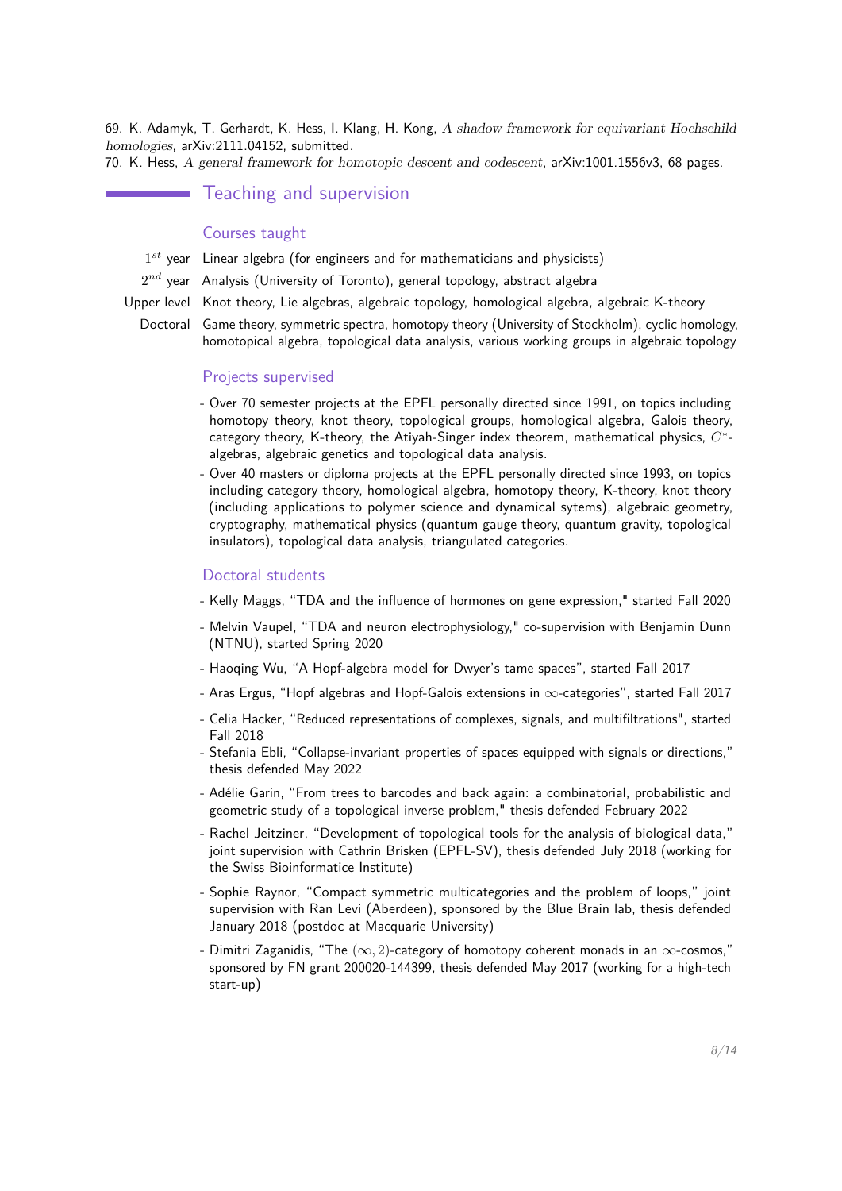69. K. Adamyk, T. Gerhardt, K. Hess, I. Klang, H. Kong, *A shadow framework for equivariant Hochschild homologies*, arXiv:2111.04152, submitted.
70. K. Hess, *A general framework for homotopic descent and codescent*, arXiv:1001.1556v3, 68 pages.

## Teaching and supervision

### Courses taught

| | |
|---|---|
| $1^{st}$ year | Linear algebra (for engineers and for mathematicians and physicists) |
| $2^{nd}$ year | Analysis (University of Toronto), general topology, abstract algebra |
| Upper level | Knot theory, Lie algebras, algebraic topology, homological algebra, algebraic K-theory |
| Doctoral | Game theory, symmetric spectra, homotopy theory (University of Stockholm), cyclic homology, homotopical algebra, topological data analysis, various working groups in algebraic topology |

### Projects supervised

- Over 70 semester projects at the EPFL personally directed since 1991, on topics including homotopy theory, knot theory, topological groups, homological algebra, Galois theory, category theory, K-theory, the Atiyah-Singer index theorem, mathematical physics, $C^*$-algebras, algebraic genetics and topological data analysis.
- Over 40 masters or diploma projects at the EPFL personally directed since 1993, on topics including category theory, homological algebra, homotopy theory, K-theory, knot theory (including applications to polymer science and dynamical sytems), algebraic geometry, cryptography, mathematical physics (quantum gauge theory, quantum gravity, topological insulators), topological data analysis, triangulated categories.

### Doctoral students

- Kelly Maggs, "TDA and the influence of hormones on gene expression," started Fall 2020
- Melvin Vaupel, "TDA and neuron electrophysiology," co-supervision with Benjamin Dunn (NTNU), started Spring 2020
- Haoqing Wu, "A Hopf-algebra model for Dwyer's tame spaces", started Fall 2017
- Aras Ergus, "Hopf algebras and Hopf-Galois extensions in $\infty$-categories", started Fall 2017
- Celia Hacker, "Reduced representations of complexes, signals, and multifiltrations", started Fall 2018
- Stefania Ebli, "Collapse-invariant properties of spaces equipped with signals or directions," thesis defended May 2022
- Adélie Garin, "From trees to barcodes and back again: a combinatorial, probabilistic and geometric study of a topological inverse problem," thesis defended February 2022
- Rachel Jeitziner, "Development of topological tools for the analysis of biological data," joint supervision with Cathrin Brisken (EPFL-SV), thesis defended July 2018 (working for the Swiss Bioinformatice Institute)
- Sophie Raynor, "Compact symmetric multicategories and the problem of loops," joint supervision with Ran Levi (Aberdeen), sponsored by the Blue Brain lab, thesis defended January 2018 (postdoc at Macquarie University)
- Dimitri Zaganidis, "The $(\infty, 2)$-category of homotopy coherent monads in an $\infty$-cosmos," sponsored by FN grant 200020-144399, thesis defended May 2017 (working for a high-tech start-up)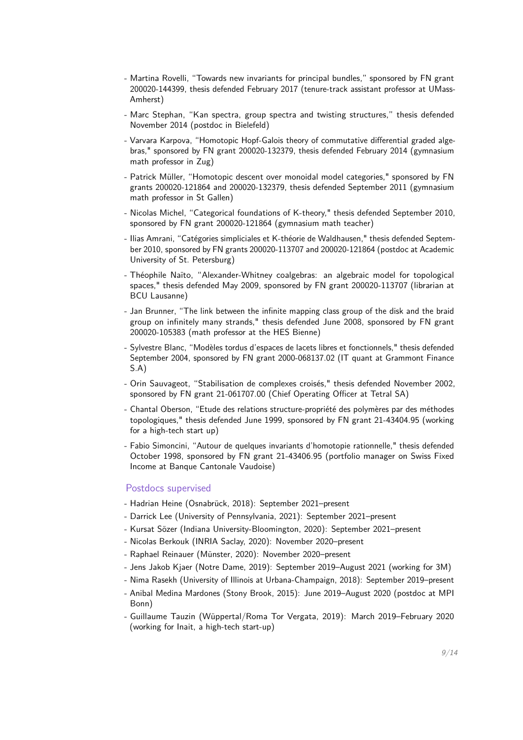- Martina Rovelli, "Towards new invariants for principal bundles," sponsored by FN grant 200020-144399, thesis defended February 2017 (tenure-track assistant professor at UMass-Amherst)
- Marc Stephan, "Kan spectra, group spectra and twisting structures," thesis defended November 2014 (postdoc in Bielefeld)
- Varvara Karpova, "Homotopic Hopf-Galois theory of commutative differential graded algebras," sponsored by FN grant 200020-132379, thesis defended February 2014 (gymnasium math professor in Zug)
- Patrick Müller, "Homotopic descent over monoidal model categories," sponsored by FN grants 200020-121864 and 200020-132379, thesis defended September 2011 (gymnasium math professor in St Gallen)
- Nicolas Michel, "Categorical foundations of K-theory," thesis defended September 2010, sponsored by FN grant 200020-121864 (gymnasium math teacher)
- Ilias Amrani, "Catégories simpliciales et K-théorie de Waldhausen," thesis defended September 2010, sponsored by FN grants 200020-113707 and 200020-121864 (postdoc at Academic University of St. Petersburg)
- Théophile Naïto, "Alexander-Whitney coalgebras: an algebraic model for topological spaces," thesis defended May 2009, sponsored by FN grant 200020-113707 (librarian at BCU Lausanne)
- Jan Brunner, "The link between the infinite mapping class group of the disk and the braid group on infinitely many strands," thesis defended June 2008, sponsored by FN grant 200020-105383 (math professor at the HES Bienne)
- Sylvestre Blanc, "Modèles tordus d'espaces de lacets libres et fonctionnels," thesis defended September 2004, sponsored by FN grant 2000-068137.02 (IT quant at Grammont Finance S.A)
- Orin Sauvageot, "Stabilisation de complexes croisés," thesis defended November 2002, sponsored by FN grant 21-061707.00 (Chief Operating Officer at Tetral SA)
- Chantal Oberson, "Etude des relations structure-propriété des polymères par des méthodes topologiques," thesis defended June 1999, sponsored by FN grant 21-43404.95 (working for a high-tech start up)
- Fabio Simoncini, "Autour de quelques invariants d'homotopie rationnelle," thesis defended October 1998, sponsored by FN grant 21-43406.95 (portfolio manager on Swiss Fixed Income at Banque Cantonale Vaudoise)

## Postdocs supervised

- Hadrian Heine (Osnabrück, 2018): September 2021–present
- Darrick Lee (University of Pennsylvania, 2021): September 2021–present
- Kursat Sözer (Indiana University-Bloomington, 2020): September 2021–present
- Nicolas Berkouk (INRIA Saclay, 2020): November 2020–present
- Raphael Reinauer (Münster, 2020): November 2020–present
- Jens Jakob Kjaer (Notre Dame, 2019): September 2019–August 2021 (working for 3M)
- Nima Rasekh (University of Illinois at Urbana-Champaign, 2018): September 2019–present
- Anibal Medina Mardones (Stony Brook, 2015): June 2019–August 2020 (postdoc at MPI Bonn)
- Guillaume Tauzin (Wüppertal/Roma Tor Vergata, 2019): March 2019–February 2020 (working for Inait, a high-tech start-up)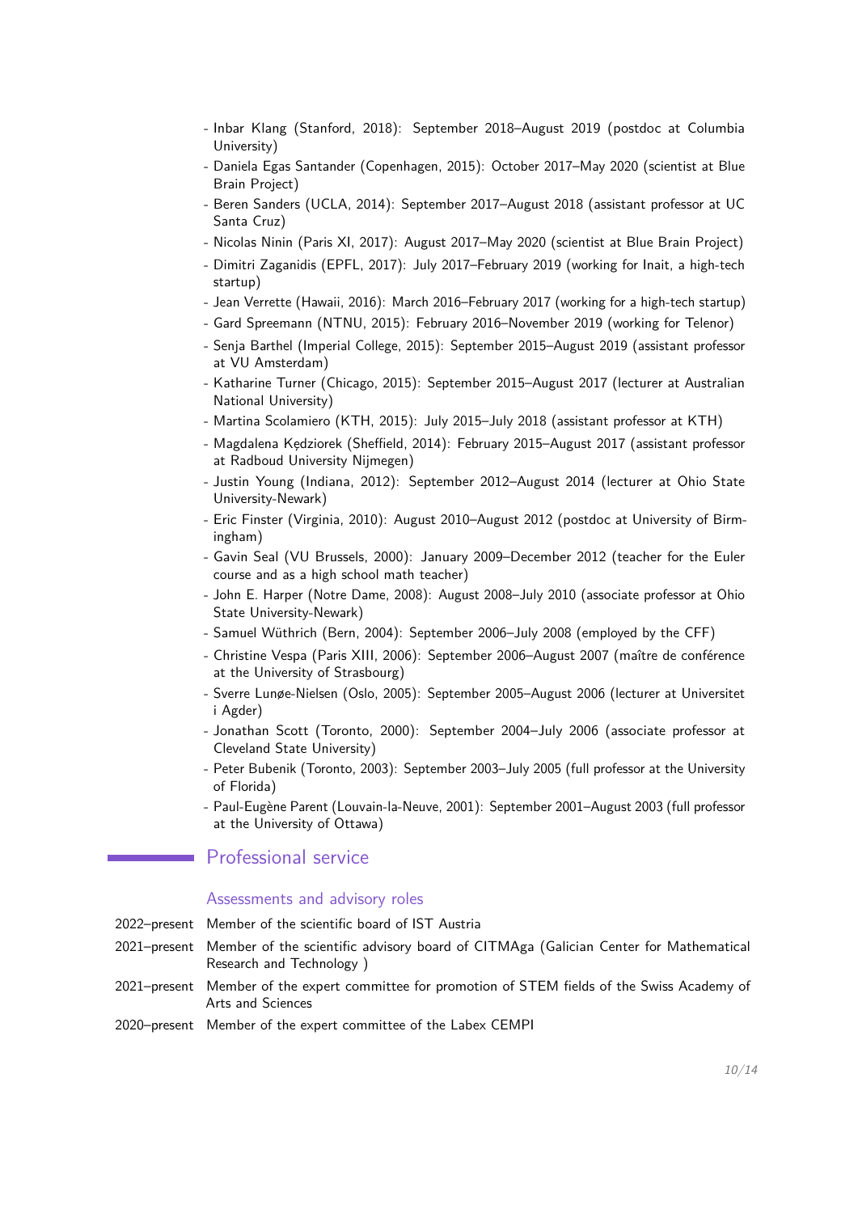- Inbar Klang (Stanford, 2018): September 2018–August 2019 (postdoc at Columbia University)
- Daniela Egas Santander (Copenhagen, 2015): October 2017–May 2020 (scientist at Blue Brain Project)
- Beren Sanders (UCLA, 2014): September 2017–August 2018 (assistant professor at UC Santa Cruz)
- Nicolas Ninin (Paris XI, 2017): August 2017–May 2020 (scientist at Blue Brain Project)
- Dimitri Zaganidis (EPFL, 2017): July 2017–February 2019 (working for Inait, a high-tech startup)
- Jean Verrette (Hawaii, 2016): March 2016–February 2017 (working for a high-tech startup)
- Gard Spreemann (NTNU, 2015): February 2016–November 2019 (working for Telenor)
- Senja Barthel (Imperial College, 2015): September 2015–August 2019 (assistant professor at VU Amsterdam)
- Katharine Turner (Chicago, 2015): September 2015–August 2017 (lecturer at Australian National University)
- Martina Scolamiero (KTH, 2015): July 2015–July 2018 (assistant professor at KTH)
- Magdalena Kędziorek (Sheffield, 2014): February 2015–August 2017 (assistant professor at Radboud University Nijmegen)
- Justin Young (Indiana, 2012): September 2012–August 2014 (lecturer at Ohio State University-Newark)
- Eric Finster (Virginia, 2010): August 2010–August 2012 (postdoc at University of Birmingham)
- Gavin Seal (VU Brussels, 2000): January 2009–December 2012 (teacher for the Euler course and as a high school math teacher)
- John E. Harper (Notre Dame, 2008): August 2008–July 2010 (associate professor at Ohio State University-Newark)
- Samuel Wüthrich (Bern, 2004): September 2006–July 2008 (employed by the CFF)
- Christine Vespa (Paris XIII, 2006): September 2006–August 2007 (maître de conférence at the University of Strasbourg)
- Sverre Lunøe-Nielsen (Oslo, 2005): September 2005–August 2006 (lecturer at Universitet i Agder)
- Jonathan Scott (Toronto, 2000): September 2004–July 2006 (associate professor at Cleveland State University)
- Peter Bubenik (Toronto, 2003): September 2003–July 2005 (full professor at the University of Florida)
- Paul-Eugène Parent (Louvain-la-Neuve, 2001): September 2001–August 2003 (full professor at the University of Ottawa)

## Professional service

### Assessments and advisory roles

2022–present Member of the scientific board of IST Austria

2021–present Member of the scientific advisory board of CITMAga (Galician Center for Mathematical Research and Technology )

2021–present Member of the expert committee for promotion of STEM fields of the Swiss Academy of Arts and Sciences

2020–present Member of the expert committee of the Labex CEMPI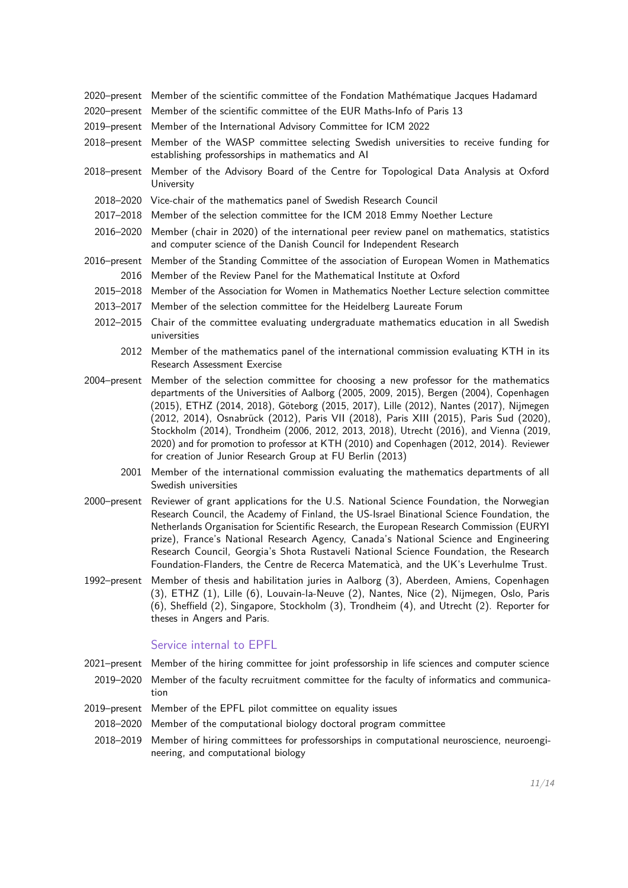2020–present Member of the scientific committee of the Fondation Mathématique Jacques Hadamard

2020–present Member of the scientific committee of the EUR Maths-Info of Paris 13

2019–present Member of the International Advisory Committee for ICM 2022

2018–present Member of the WASP committee selecting Swedish universities to receive funding for establishing professorships in mathematics and AI

2018–present Member of the Advisory Board of the Centre for Topological Data Analysis at Oxford University

2018–2020 Vice-chair of the mathematics panel of Swedish Research Council

2017–2018 Member of the selection committee for the ICM 2018 Emmy Noether Lecture

2016–2020 Member (chair in 2020) of the international peer review panel on mathematics, statistics and computer science of the Danish Council for Independent Research

2016–present Member of the Standing Committee of the association of European Women in Mathematics

2016 Member of the Review Panel for the Mathematical Institute at Oxford

2015–2018 Member of the Association for Women in Mathematics Noether Lecture selection committee

2013–2017 Member of the selection committee for the Heidelberg Laureate Forum

2012–2015 Chair of the committee evaluating undergraduate mathematics education in all Swedish universities

2012 Member of the mathematics panel of the international commission evaluating KTH in its Research Assessment Exercise

2004–present Member of the selection committee for choosing a new professor for the mathematics departments of the Universities of Aalborg (2005, 2009, 2015), Bergen (2004), Copenhagen (2015), ETHZ (2014, 2018), Göteborg (2015, 2017), Lille (2012), Nantes (2017), Nijmegen (2012, 2014), Osnabrück (2012), Paris VII (2018), Paris XIII (2015), Paris Sud (2020), Stockholm (2014), Trondheim (2006, 2012, 2013, 2018), Utrecht (2016), and Vienna (2019, 2020) and for promotion to professor at KTH (2010) and Copenhagen (2012, 2014). Reviewer for creation of Junior Research Group at FU Berlin (2013)

2001 Member of the international commission evaluating the mathematics departments of all Swedish universities

2000–present Reviewer of grant applications for the U.S. National Science Foundation, the Norwegian Research Council, the Academy of Finland, the US-Israel Binational Science Foundation, the Netherlands Organisation for Scientific Research, the European Research Commission (EURYI prize), France's National Research Agency, Canada's National Science and Engineering Research Council, Georgia's Shota Rustaveli National Science Foundation, the Research Foundation-Flanders, the Centre de Recerca Matemàtica, and the UK's Leverhulme Trust.

1992–present Member of thesis and habilitation juries in Aalborg (3), Aberdeen, Amiens, Copenhagen (3), ETHZ (1), Lille (6), Louvain-la-Neuve (2), Nantes, Nice (2), Nijmegen, Oslo, Paris (6), Sheffield (2), Singapore, Stockholm (3), Trondheim (4), and Utrecht (2). Reporter for theses in Angers and Paris.

### Service internal to EPFL

2021–present Member of the hiring committee for joint professorship in life sciences and computer science

2019–2020 Member of the faculty recruitment committee for the faculty of informatics and communication

2019–present Member of the EPFL pilot committee on equality issues

2018–2020 Member of the computational biology doctoral program committee

2018–2019 Member of hiring committees for professorships in computational neuroscience, neuroengineering, and computational biology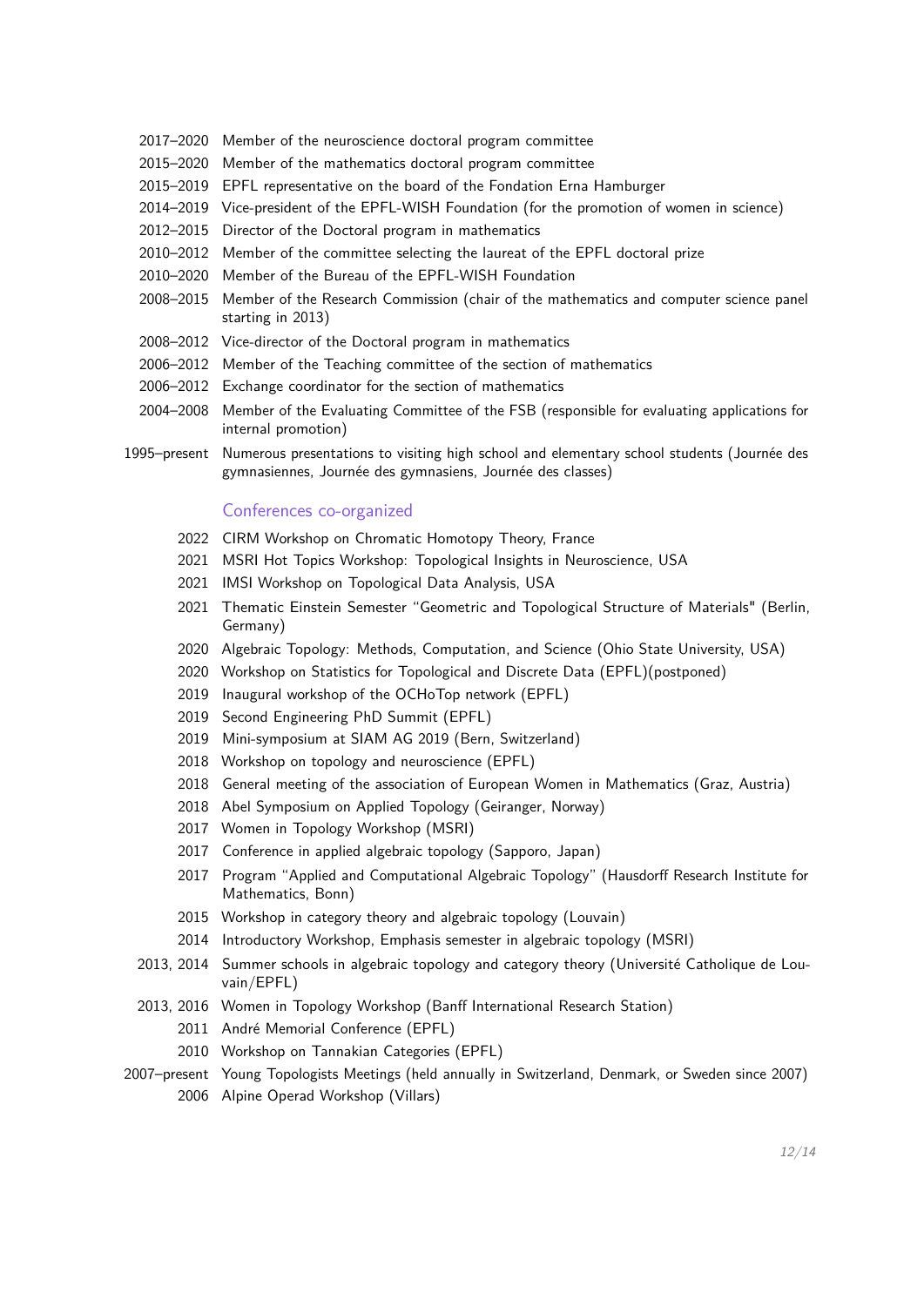- 2017–2020 Member of the neuroscience doctoral program committee
- 2015–2020 Member of the mathematics doctoral program committee
- 2015–2019 EPFL representative on the board of the Fondation Erna Hamburger
- 2014–2019 Vice-president of the EPFL-WISH Foundation (for the promotion of women in science)
- 2012–2015 Director of the Doctoral program in mathematics
- 2010–2012 Member of the committee selecting the laureat of the EPFL doctoral prize
- 2010–2020 Member of the Bureau of the EPFL-WISH Foundation
- 2008–2015 Member of the Research Commission (chair of the mathematics and computer science panel starting in 2013)
- 2008–2012 Vice-director of the Doctoral program in mathematics
- 2006–2012 Member of the Teaching committee of the section of mathematics
- 2006–2012 Exchange coordinator for the section of mathematics
- 2004–2008 Member of the Evaluating Committee of the FSB (responsible for evaluating applications for internal promotion)
- 1995–present Numerous presentations to visiting high school and elementary school students (Journée des gymnasiennes, Journée des gymnasiens, Journée des classes)

### Conferences co-organized

- 2022 CIRM Workshop on Chromatic Homotopy Theory, France
- 2021 MSRI Hot Topics Workshop: Topological Insights in Neuroscience, USA
- 2021 IMSI Workshop on Topological Data Analysis, USA
- 2021 Thematic Einstein Semester "Geometric and Topological Structure of Materials" (Berlin, Germany)
- 2020 Algebraic Topology: Methods, Computation, and Science (Ohio State University, USA)
- 2020 Workshop on Statistics for Topological and Discrete Data (EPFL)(postponed)
- 2019 Inaugural workshop of the OCHoTop network (EPFL)
- 2019 Second Engineering PhD Summit (EPFL)
- 2019 Mini-symposium at SIAM AG 2019 (Bern, Switzerland)
- 2018 Workshop on topology and neuroscience (EPFL)
- 2018 General meeting of the association of European Women in Mathematics (Graz, Austria)
- 2018 Abel Symposium on Applied Topology (Geiranger, Norway)
- 2017 Women in Topology Workshop (MSRI)
- 2017 Conference in applied algebraic topology (Sapporo, Japan)
- 2017 Program "Applied and Computational Algebraic Topology" (Hausdorff Research Institute for Mathematics, Bonn)
- 2015 Workshop in category theory and algebraic topology (Louvain)
- 2014 Introductory Workshop, Emphasis semester in algebraic topology (MSRI)
- 2013, 2014 Summer schools in algebraic topology and category theory (Université Catholique de Louvain/EPFL)
- 2013, 2016 Women in Topology Workshop (Banff International Research Station)
- 2011 André Memorial Conference (EPFL)
- 2010 Workshop on Tannakian Categories (EPFL)
- 2007–present Young Topologists Meetings (held annually in Switzerland, Denmark, or Sweden since 2007)
- 2006 Alpine Operad Workshop (Villars)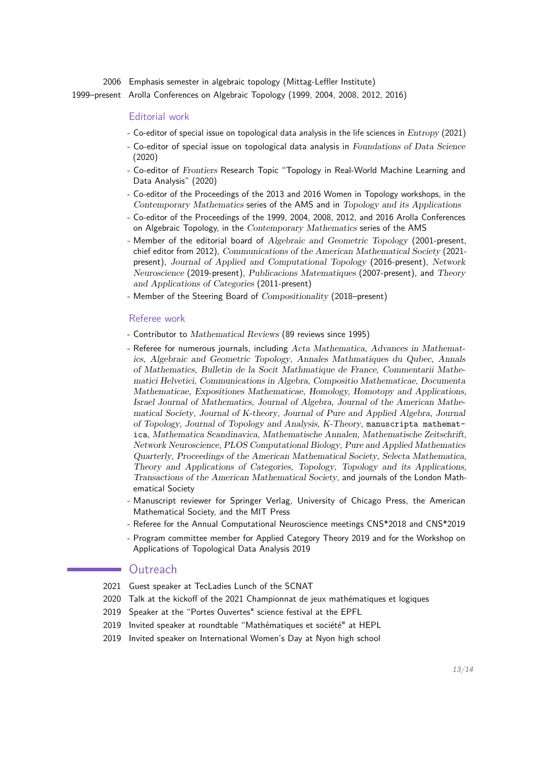2006 Emphasis semester in algebraic topology (Mittag-Leffler Institute)

1999–present Arolla Conferences on Algebraic Topology (1999, 2004, 2008, 2012, 2016)

### Editorial work

- Co-editor of special issue on topological data analysis in the life sciences in *Entropy* (2021)
- Co-editor of special issue on topological data analysis in *Foundations of Data Science* (2020)
- Co-editor of *Frontiers* Research Topic "Topology in Real-World Machine Learning and Data Analysis" (2020)
- Co-editor of the Proceedings of the 2013 and 2016 Women in Topology workshops, in the *Contemporary Mathematics* series of the AMS and in *Topology and its Applications*
- Co-editor of the Proceedings of the 1999, 2004, 2008, 2012, and 2016 Arolla Conferences on Algebraic Topology, in the *Contemporary Mathematics* series of the AMS
- Member of the editorial board of *Algebraic and Geometric Topology* (2001-present, chief editor from 2012), *Communications of the American Mathematical Society* (2021-present), *Journal of Applied and Computational Topology* (2016-present), *Network Neuroscience* (2019-present), *Publicacions Matematiques* (2007-present), and *Theory and Applications of Categories* (2011-present)
- Member of the Steering Board of *Compositionality* (2018–present)

### Referee work

- Contributor to *Mathematical Reviews* (89 reviews since 1995)
- Referee for numerous journals, including *Acta Mathematica*, *Advances in Mathematics*, *Algebraic and Geometric Topology*, *Annales Mathmatiques du Qubec*, *Annals of Mathematics*, *Bulletin de la Socit Mathmatique de France*, *Commentarii Mathematici Helvetici*, *Communications in Algebra*, *Compositio Mathematicae*, *Documenta Mathematicae*, *Expositiones Mathematicae*, *Homology, Homotopy and Applications*, *Israel Journal of Mathematics*, *Journal of Algebra*, *Journal of the American Mathematical Society*, *Journal of K-theory*, *Journal of Pure and Applied Algebra*, *Journal of Topology*, *Journal of Topology and Analysis*, *K-Theory*, `manuscripta mathematica`, *Mathematica Scandinavica*, *Mathematische Annalen*, *Mathematische Zeitschrift*, *Network Neuroscience*, *PLOS Computational Biology*, *Pure and Applied Mathematics Quarterly*, *Proceedings of the American Mathematical Society*, *Selecta Mathematica*, *Theory and Applications of Categories*, *Topology*, *Topology and its Applications*, *Transactions of the American Mathematical Society*, and journals of the London Mathematical Society
- Manuscript reviewer for Springer Verlag, University of Chicago Press, the American Mathematical Society, and the MIT Press
- Referee for the Annual Computational Neuroscience meetings CNS*2018 and CNS*2019
- Program committee member for Applied Category Theory 2019 and for the Workshop on Applications of Topological Data Analysis 2019

## Outreach

2021 Guest speaker at TecLadies Lunch of the SCNAT

2020 Talk at the kickoff of the 2021 Championnat de jeux mathématiques et logiques

2019 Speaker at the "Portes Ouvertes" science festival at the EPFL

2019 Invited speaker at roundtable "Mathématiques et société" at HEPL

2019 Invited speaker on International Women's Day at Nyon high school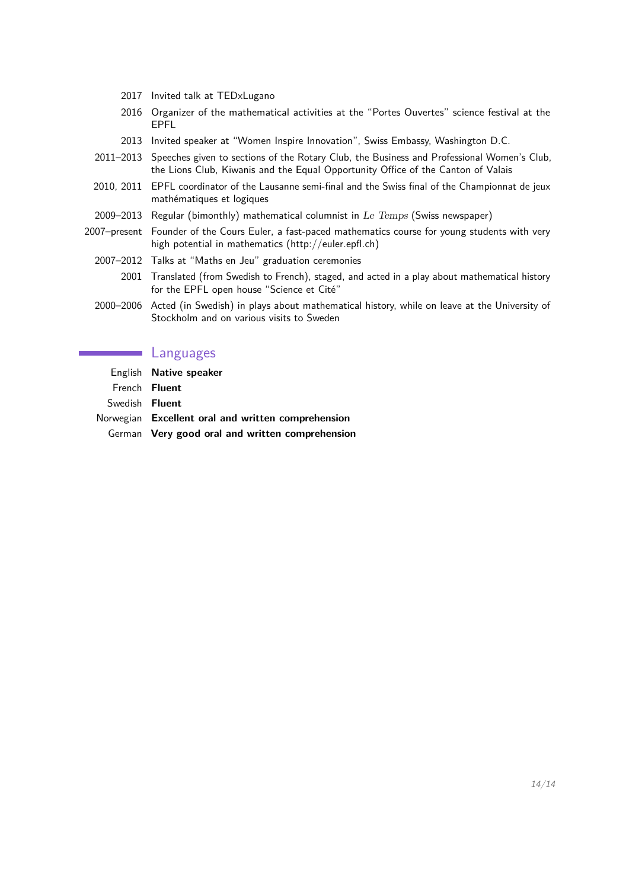| | |
|---|---|
| 2017 | Invited talk at TEDxLugano |
| 2016 | Organizer of the mathematical activities at the "Portes Ouvertes" science festival at the EPFL |
| 2013 | Invited speaker at "Women Inspire Innovation", Swiss Embassy, Washington D.C. |
| 2011–2013 | Speeches given to sections of the Rotary Club, the Business and Professional Women's Club, the Lions Club, Kiwanis and the Equal Opportunity Office of the Canton of Valais |
| 2010, 2011 | EPFL coordinator of the Lausanne semi-final and the Swiss final of the Championnat de jeux mathématiques et logiques |
| 2009–2013 | Regular (bimonthly) mathematical columnist in *Le Temps* (Swiss newspaper) |
| 2007–present | Founder of the Cours Euler, a fast-paced mathematics course for young students with very high potential in mathematics (http://euler.epfl.ch) |
| 2007–2012 | Talks at "Maths en Jeu" graduation ceremonies |
| 2001 | Translated (from Swedish to French), staged, and acted in a play about mathematical history for the EPFL open house "Science et Cité" |
| 2000–2006 | Acted (in Swedish) in plays about mathematical history, while on leave at the University of Stockholm and on various visits to Sweden |

## Languages

| | |
|---|---|
| English | **Native speaker** |
| French | **Fluent** |
| Swedish | **Fluent** |
| Norwegian | **Excellent oral and written comprehension** |
| German | **Very good oral and written comprehension** |